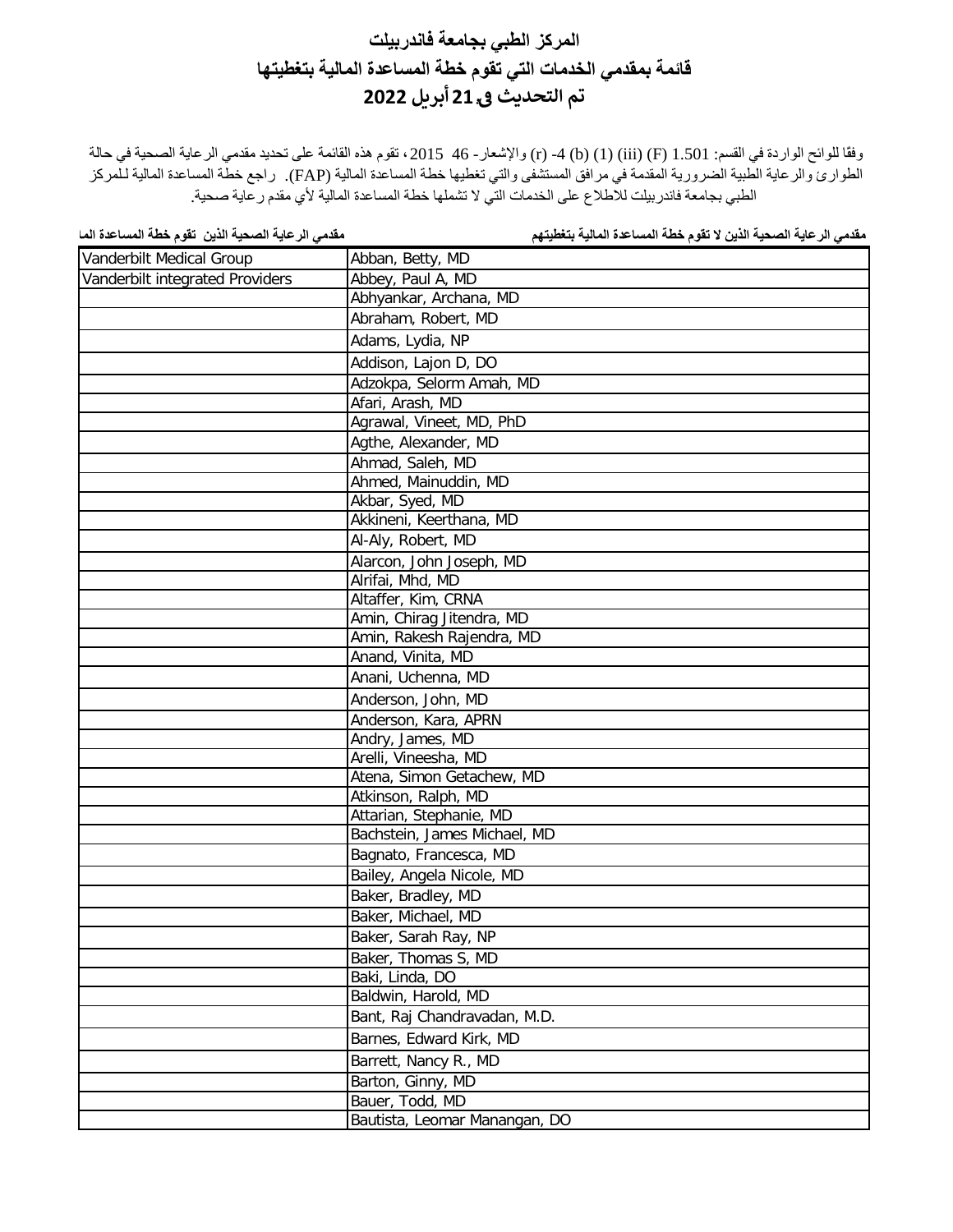# المركز الطبي بجامعة فاندربيلت

## قائمة بمقدمي الخدمات التي تقوم خطة المساعدة المالية بتغطيتها

## تم التحديث في 21 أبريل 2022

وفقا للوائح الواردة في القسم: 1.501 (F) (iii) (1) (b) (r) -4 والإشعار- 46 2015، تقوم هذه القائمة على تحديد مقدمي الرعاية الصحية في حالة الطوارئ والرعاية الطبية الضرورية المقدمة في مرافق المستشفى والتي تغطيها خطة المساعدة المالية (FAP). راجع خطة المساعدة المالية للمركز الطبي بجامعة فاندربيلت للاطلاع على الخدمات التي لا تشملها خطة المساعدة المالية لأي مقدم رعاية صحية.

| مقدمي الرعاية الصحية الذين تقوم خطة المساعدة المالية | مقدمي الرعاية الصحية الذين لا تقوم خطة المساعدة المالية بتغطيتهم |
|---|---|
| Vanderbilt Medical Group | Abban, Betty, MD |
| Vanderbilt integrated Providers | Abbey, Paul A, MD |
| | Abhyankar, Archana, MD |
| | Abraham, Robert, MD |
| | Adams, Lydia, NP |
| | Addison, Lajon D, DO |
| | Adzokpa, Selorm Amah, MD |
| | Afari, Arash, MD |
| | Agrawal, Vineet, MD, PhD |
| | Agthe, Alexander, MD |
| | Ahmad, Saleh, MD |
| | Ahmed, Mainuddin, MD |
| | Akbar, Syed, MD |
| | Akkineni, Keerthana, MD |
| | Al-Aly, Robert, MD |
| | Alarcon, John Joseph, MD |
| | Alrifai, Mhd, MD |
| | Altaffer, Kim, CRNA |
| | Amin, Chirag Jitendra, MD |
| | Amin, Rakesh Rajendra, MD |
| | Anand, Vinita, MD |
| | Anani, Uchenna, MD |
| | Anderson, John, MD |
| | Anderson, Kara, APRN |
| | Andry, James, MD |
| | Arelli, Vineesha, MD |
| | Atena, Simon Getachew, MD |
| | Atkinson, Ralph, MD |
| | Attarian, Stephanie, MD |
| | Bachstein, James Michael, MD |
| | Bagnato, Francesca, MD |
| | Bailey, Angela Nicole, MD |
| | Baker, Bradley, MD |
| | Baker, Michael, MD |
| | Baker, Sarah Ray, NP |
| | Baker, Thomas S, MD |
| | Baki, Linda, DO |
| | Baldwin, Harold, MD |
| | Bant, Raj Chandravadan, M.D. |
| | Barnes, Edward Kirk, MD |
| | Barrett, Nancy R., MD |
| | Barton, Ginny, MD |
| | Bauer, Todd, MD |
| | Bautista, Leomar Manangan, DO |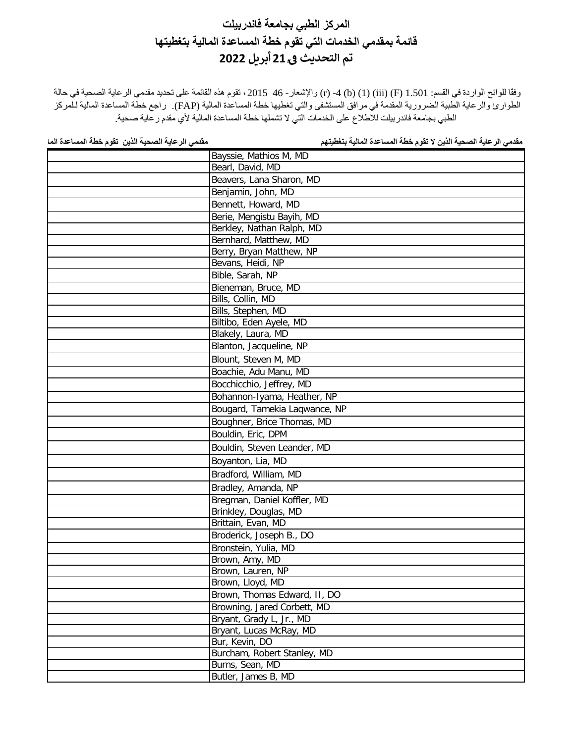# المركز الطبي بجامعة فاندربيلت
## قائمة بمقدمي الخدمات التي تقوم خطة المساعدة المالية بتغطيتها
## تم التحديث في 21 أبريل 2022

وفقا للوائح الواردة في القسم: 1.501 (F) (iii) (1) (b) 4- (r) والإشعار- 46 2015، تقوم هذه القائمة على تحديد مقدمي الرعاية الصحية في حالة الطوارئ والرعاية الطبية الضرورية المقدمة في مرافق المستشفى والتي تغطيها خطة المساعدة المالية (FAP). راجع خطة المساعدة المالية للمركز الطبي بجامعة فاندربيلت للاطلاع على الخدمات التي لا تشملها خطة المساعدة المالية لأي مقدم رعاية صحية.

| مقدمي الرعاية الصحية الذين تقوم خطة المساعدة الما | مقدمي الرعاية الصحية الذين لا تقوم خطة المساعدة المالية بتغطيتهم |
|---|---|
| | Bayssie, Mathios M, MD |
| | Bearl, David, MD |
| | Beavers, Lana Sharon, MD |
| | Benjamin, John, MD |
| | Bennett, Howard, MD |
| | Berie, Mengistu Bayih, MD |
| | Berkley, Nathan Ralph, MD |
| | Bernhard, Matthew, MD |
| | Berry, Bryan Matthew, NP |
| | Bevans, Heidi, NP |
| | Bible, Sarah, NP |
| | Bieneman, Bruce, MD |
| | Bills, Collin, MD |
| | Bills, Stephen, MD |
| | Biltibo, Eden Ayele, MD |
| | Blakely, Laura, MD |
| | Blanton, Jacqueline, NP |
| | Blount, Steven M, MD |
| | Boachie, Adu Manu, MD |
| | Bocchicchio, Jeffrey, MD |
| | Bohannon-Iyama, Heather, NP |
| | Bougard, Tamekia Laqwance, NP |
| | Boughner, Brice Thomas, MD |
| | Bouldin, Eric, DPM |
| | Bouldin, Steven Leander, MD |
| | Boyanton, Lia, MD |
| | Bradford, William, MD |
| | Bradley, Amanda, NP |
| | Bregman, Daniel Koffler, MD |
| | Brinkley, Douglas, MD |
| | Brittain, Evan, MD |
| | Broderick, Joseph B., DO |
| | Bronstein, Yulia, MD |
| | Brown, Amy, MD |
| | Brown, Lauren, NP |
| | Brown, Lloyd, MD |
| | Brown, Thomas Edward, II, DO |
| | Browning, Jared Corbett, MD |
| | Bryant, Grady L, Jr., MD |
| | Bryant, Lucas McRay, MD |
| | Bur, Kevin, DO |
| | Burcham, Robert Stanley, MD |
| | Burns, Sean, MD |
| | Butler, James B, MD |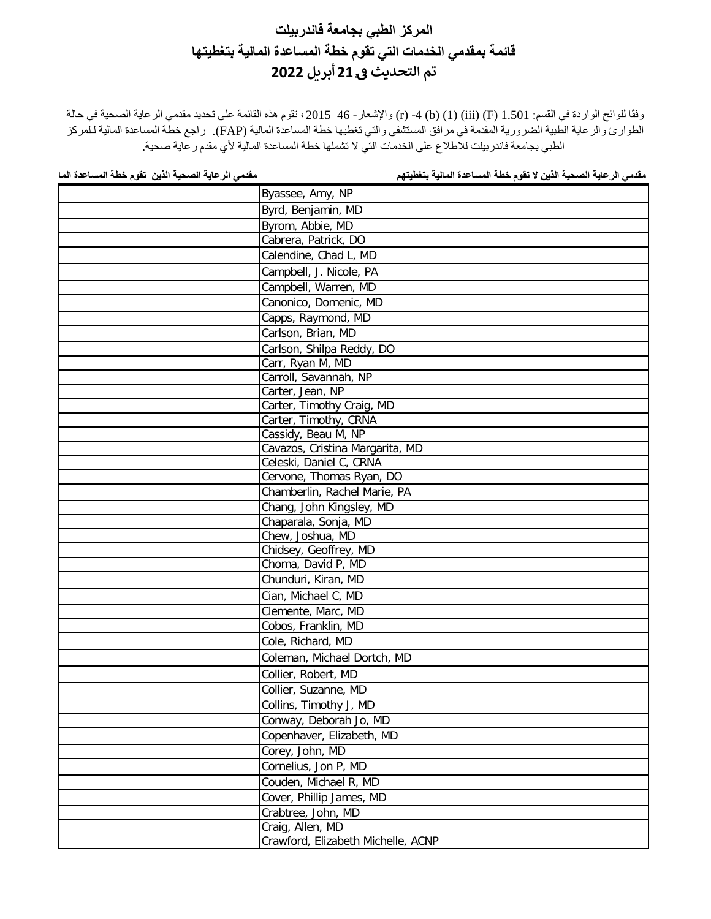# المركز الطبي بجامعة فاندربيلت
# قائمة بمقدمي الخدمات التي تقوم خطة المساعدة المالية بتغطيتها
# تم التحديث في 21 أبريل 2022

وفقا للوائح الواردة في القسم: 1.501 (F) (iii) (1) (b) (r) -4 والإشعار- 46 2015، تقوم هذه القائمة على تحديد مقدمي الرعاية الصحية في حالة الطوارئ والرعاية الطبية الضرورية المقدمة في مرافق المستشفى والتي تغطيها خطة المساعدة المالية (FAP). راجع خطة المساعدة المالية للمركز الطبي بجامعة فاندربيلت للاطلاع على الخدمات التي لا تشملها خطة المساعدة المالية لأي مقدم رعاية صحية.

| مقدمي الرعاية الصحية الذين لا تقوم خطة المساعدة المالية بتغطيتهم | مقدمي الرعاية الصحية الذين تقوم خطة المساعدة الما |
|---|---|
| Byassee, Amy, NP | |
| Byrd, Benjamin, MD | |
| Byrom, Abbie, MD | |
| Cabrera, Patrick, DO | |
| Calendine, Chad L, MD | |
| Campbell, J. Nicole, PA | |
| Campbell, Warren, MD | |
| Canonico, Domenic, MD | |
| Capps, Raymond, MD | |
| Carlson, Brian, MD | |
| Carlson, Shilpa Reddy, DO | |
| Carr, Ryan M, MD | |
| Carroll, Savannah, NP | |
| Carter, Jean, NP | |
| Carter, Timothy Craig, MD | |
| Carter, Timothy, CRNA | |
| Cassidy, Beau M, NP | |
| Cavazos, Cristina Margarita, MD | |
| Celeski, Daniel C, CRNA | |
| Cervone, Thomas Ryan, DO | |
| Chamberlin, Rachel Marie, PA | |
| Chang, John Kingsley, MD | |
| Chaparala, Sonja, MD | |
| Chew, Joshua, MD | |
| Chidsey, Geoffrey, MD | |
| Choma, David P, MD | |
| Chunduri, Kiran, MD | |
| Cian, Michael C, MD | |
| Clemente, Marc, MD | |
| Cobos, Franklin, MD | |
| Cole, Richard, MD | |
| Coleman, Michael Dortch, MD | |
| Collier, Robert, MD | |
| Collier, Suzanne, MD | |
| Collins, Timothy J, MD | |
| Conway, Deborah Jo, MD | |
| Copenhaver, Elizabeth, MD | |
| Corey, John, MD | |
| Cornelius, Jon P, MD | |
| Couden, Michael R, MD | |
| Cover, Phillip James, MD | |
| Crabtree, John, MD | |
| Craig, Allen, MD | |
| Crawford, Elizabeth Michelle, ACNP | |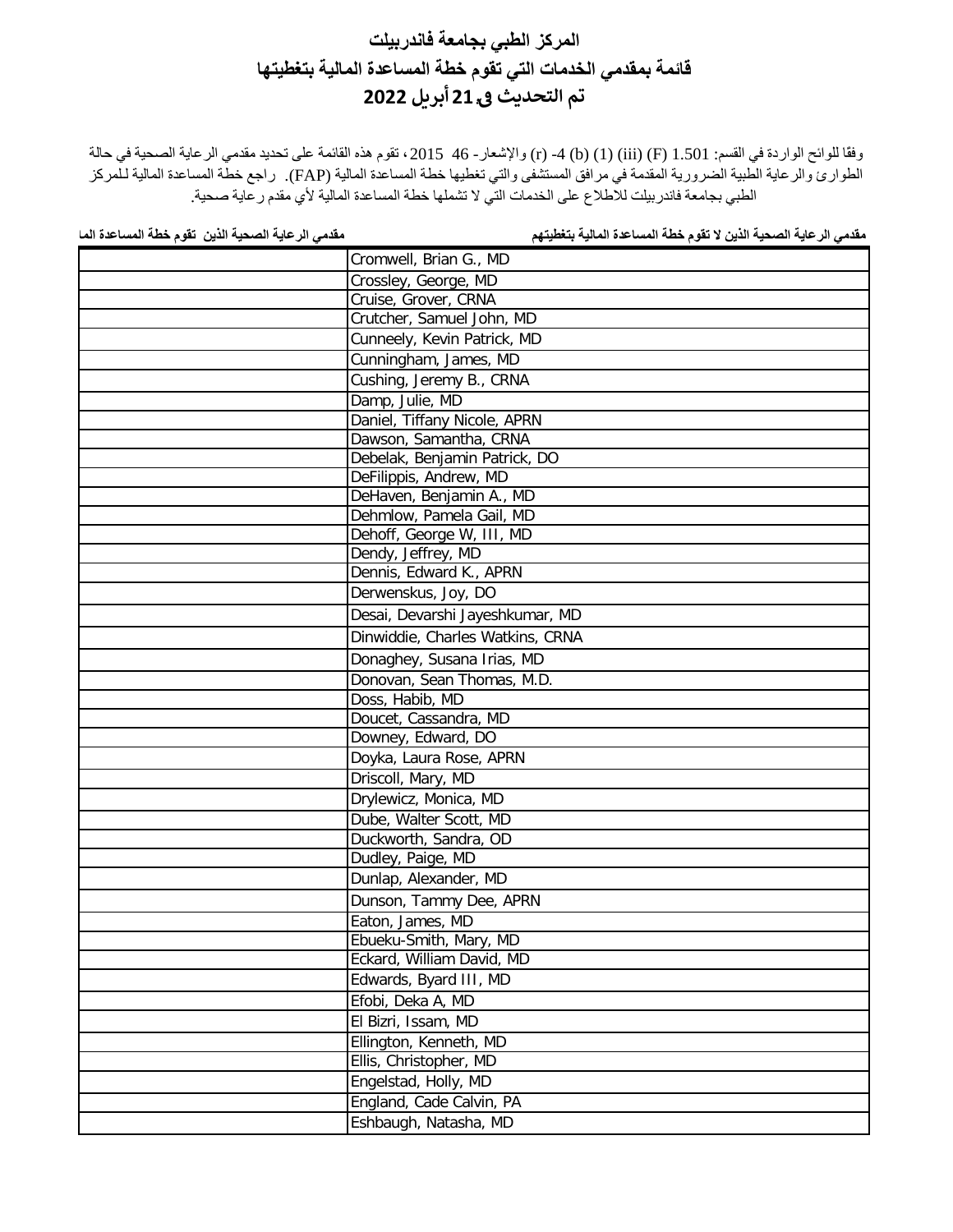# المركز الطبي بجامعة فاندربيلت
# قائمة بمقدمي الخدمات التي تقوم خطة المساعدة المالية بتغطيتها
# تم التحديث في 21 أبريل 2022

وفقا للوائح الواردة في القسم: 1.501 (F) (iii) (1) (b) 4- (r) والإشعار- 46 2015، تقوم هذه القائمة على تحديد مقدمي الرعاية الصحية في حالة الطوارئ والرعاية الطبية الضرورية المقدمة في مرافق المستشفى والتي تغطيها خطة المساعدة المالية (FAP). راجع خطة المساعدة المالية للمركز الطبي بجامعة فاندربيلت للاطلاع على الخدمات التي لا تشملها خطة المساعدة المالية لأي مقدم رعاية صحية.

| مقدمي الرعاية الصحية الذين لا تقوم خطة المساعدة المالية بتغطيتهم | مقدمي الرعاية الصحية الذين تقوم خطة المساعدة المالية |
|---|---|
| Cromwell, Brian G., MD | |
| Crossley, George, MD | |
| Cruise, Grover, CRNA | |
| Crutcher, Samuel John, MD | |
| Cunneely, Kevin Patrick, MD | |
| Cunningham, James, MD | |
| Cushing, Jeremy B., CRNA | |
| Damp, Julie, MD | |
| Daniel, Tiffany Nicole, APRN | |
| Dawson, Samantha, CRNA | |
| Debelak, Benjamin Patrick, DO | |
| DeFilippis, Andrew, MD | |
| DeHaven, Benjamin A., MD | |
| Dehmlow, Pamela Gail, MD | |
| Dehoff, George W, III, MD | |
| Dendy, Jeffrey, MD | |
| Dennis, Edward K., APRN | |
| Derwenskus, Joy, DO | |
| Desai, Devarshi Jayeshkumar, MD | |
| Dinwiddie, Charles Watkins, CRNA | |
| Donaghey, Susana Irias, MD | |
| Donovan, Sean Thomas, M.D. | |
| Doss, Habib, MD | |
| Doucet, Cassandra, MD | |
| Downey, Edward, DO | |
| Doyka, Laura Rose, APRN | |
| Driscoll, Mary, MD | |
| Drylewicz, Monica, MD | |
| Dube, Walter Scott, MD | |
| Duckworth, Sandra, OD | |
| Dudley, Paige, MD | |
| Dunlap, Alexander, MD | |
| Dunson, Tammy Dee, APRN | |
| Eaton, James, MD | |
| Ebueku-Smith, Mary, MD | |
| Eckard, William David, MD | |
| Edwards, Byard III, MD | |
| Efobi, Deka A, MD | |
| El Bizri, Issam, MD | |
| Ellington, Kenneth, MD | |
| Ellis, Christopher, MD | |
| Engelstad, Holly, MD | |
| England, Cade Calvin, PA | |
| Eshbaugh, Natasha, MD | |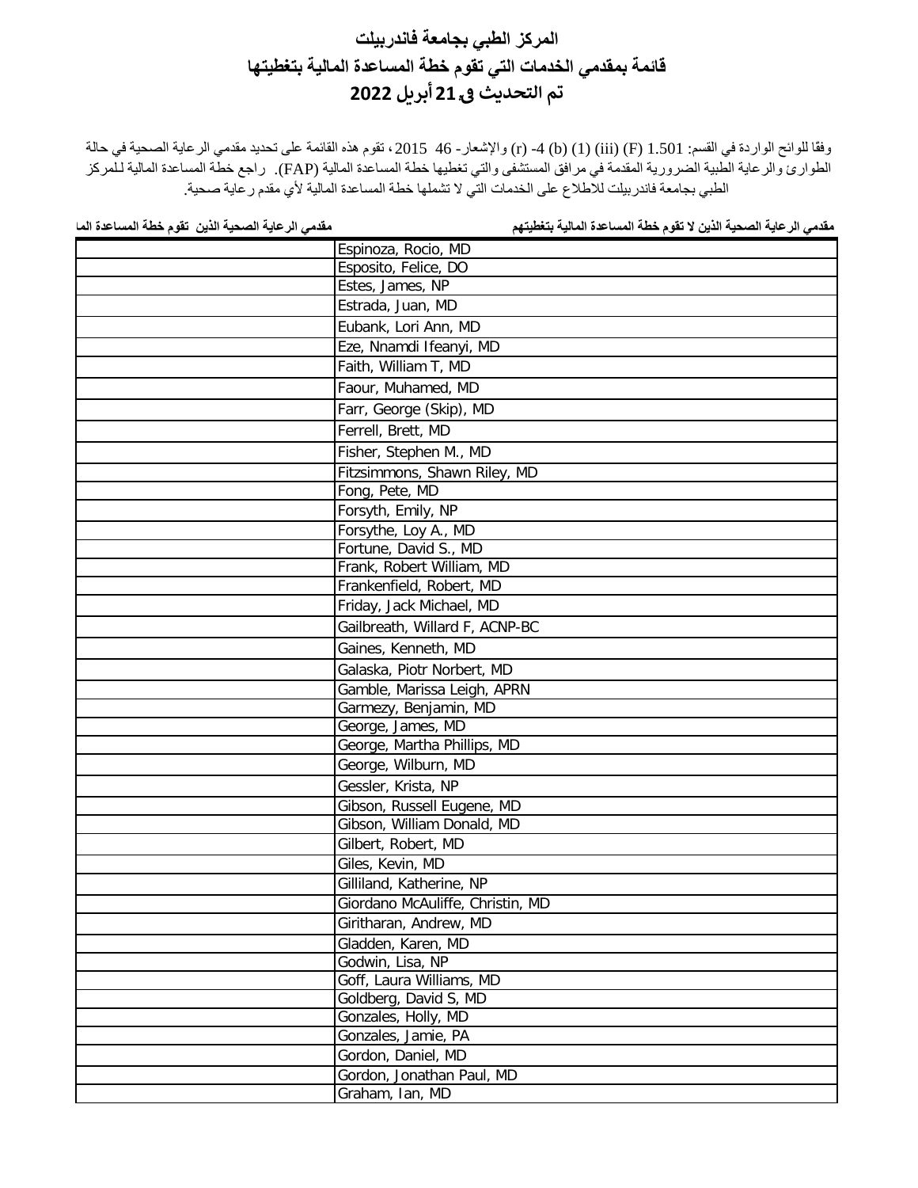# المركز الطبي بجامعة فاندربيلت

# قائمة بمقدمي الخدمات التي تقوم خطة المساعدة المالية بتغطيتها

# تم التحديث في 21 أبريل 2022

وفقا للوائح الواردة في القسم: 1.501 (F) (iii) (1) (b) 4- (r) والإشعار- 46 2015، تقوم هذه القائمة على تحديد مقدمي الرعاية الصحية في حالة الطوارئ والرعاية الطبية الضرورية المقدمة في مرافق المستشفى والتي تغطيها خطة المساعدة المالية (FAP). راجع خطة المساعدة المالية للمركز الطبي بجامعة فاندربيلت للاطلاع على الخدمات التي لا تشملها خطة المساعدة المالية لأي مقدم رعاية صحية.

| مقدمي الرعاية الصحية الذين لا تقوم خطة المساعدة المالية بتغطيتهم | مقدمي الرعاية الصحية الذين تقوم خطة المساعدة الما |
|---|---|
| Espinoza, Rocio, MD | |
| Esposito, Felice, DO | |
| Estes, James, NP | |
| Estrada, Juan, MD | |
| Eubank, Lori Ann, MD | |
| Eze, Nnamdi Ifeanyi, MD | |
| Faith, William T, MD | |
| Faour, Muhamed, MD | |
| Farr, George (Skip), MD | |
| Ferrell, Brett, MD | |
| Fisher, Stephen M., MD | |
| Fitzsimmons, Shawn Riley, MD | |
| Fong, Pete, MD | |
| Forsyth, Emily, NP | |
| Forsythe, Loy A., MD | |
| Fortune, David S., MD | |
| Frank, Robert William, MD | |
| Frankenfield, Robert, MD | |
| Friday, Jack Michael, MD | |
| Gailbreath, Willard F, ACNP-BC | |
| Gaines, Kenneth, MD | |
| Galaska, Piotr Norbert, MD | |
| Gamble, Marissa Leigh, APRN | |
| Garmezy, Benjamin, MD | |
| George, James, MD | |
| George, Martha Phillips, MD | |
| George, Wilburn, MD | |
| Gessler, Krista, NP | |
| Gibson, Russell Eugene, MD | |
| Gibson, William Donald, MD | |
| Gilbert, Robert, MD | |
| Giles, Kevin, MD | |
| Gilliland, Katherine, NP | |
| Giordano McAuliffe, Christin, MD | |
| Giritharan, Andrew, MD | |
| Gladden, Karen, MD | |
| Godwin, Lisa, NP | |
| Goff, Laura Williams, MD | |
| Goldberg, David S, MD | |
| Gonzales, Holly, MD | |
| Gonzales, Jamie, PA | |
| Gordon, Daniel, MD | |
| Gordon, Jonathan Paul, MD | |
| Graham, Ian, MD | |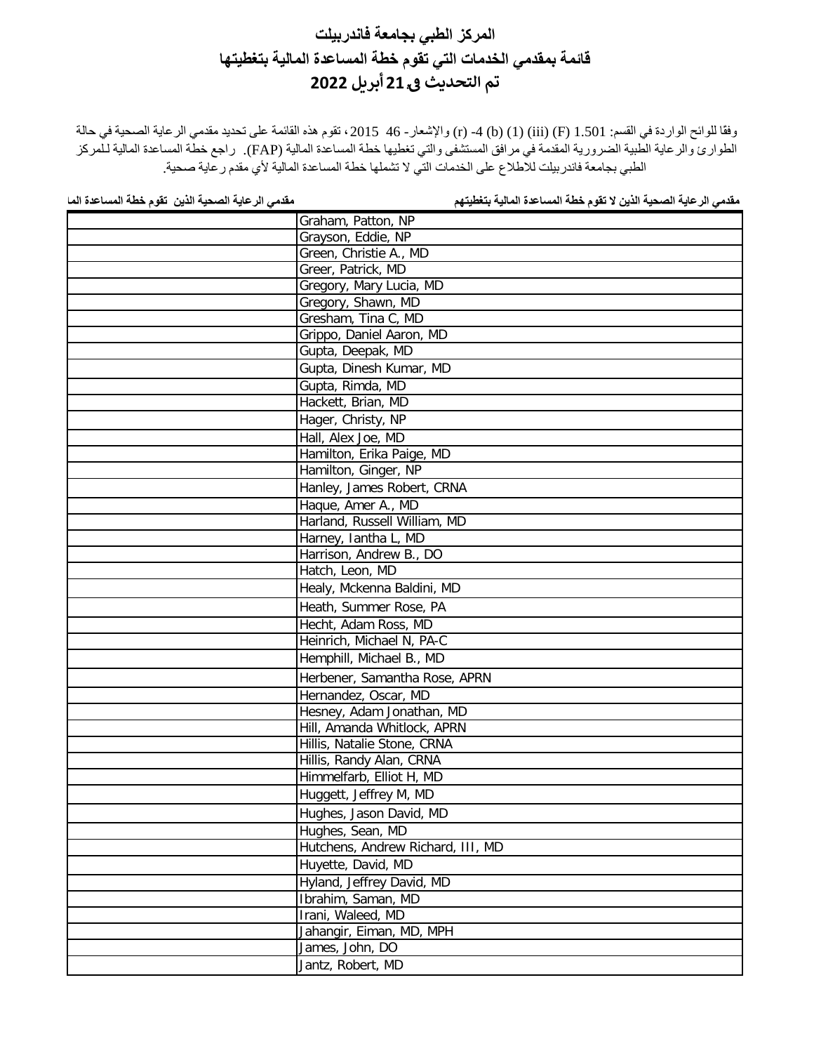# المركز الطبي بجامعة فاندربيلت

# قائمة بمقدمي الخدمات التي تقوم خطة المساعدة المالية بتغطيتها

# تم التحديث في 21 أبريل 2022

وفقا للوائح الواردة في القسم: 1.501 (F) (iii) (1) (b) 4- (r) والإشعار- 46 2015، تقوم هذه القائمة على تحديد مقدمي الرعاية الصحية في حالة الطوارئ والرعاية الطبية الضرورية المقدمة في مرافق المستشفى والتي تغطيها خطة المساعدة المالية (FAP). راجع خطة المساعدة المالية للمركز الطبي بجامعة فاندربيلت للاطلاع على الخدمات التي لا تشملها خطة المساعدة المالية لأي مقدم رعاية صحية.

| مقدمي الرعاية الصحية الذين لا تقوم خطة المساعدة المالية بتغطيتهم | مقدمي الرعاية الصحية الذين تقوم خطة المساعدة المالية بتغطيتهم |
|---|---|
| Graham, Patton, NP | |
| Grayson, Eddie, NP | |
| Green, Christie A., MD | |
| Greer, Patrick, MD | |
| Gregory, Mary Lucia, MD | |
| Gregory, Shawn, MD | |
| Gresham, Tina C, MD | |
| Grippo, Daniel Aaron, MD | |
| Gupta, Deepak, MD | |
| Gupta, Dinesh Kumar, MD | |
| Gupta, Rimda, MD | |
| Hackett, Brian, MD | |
| Hager, Christy, NP | |
| Hall, Alex Joe, MD | |
| Hamilton, Erika Paige, MD | |
| Hamilton, Ginger, NP | |
| Hanley, James Robert, CRNA | |
| Haque, Amer A., MD | |
| Harland, Russell William, MD | |
| Harney, Iantha L, MD | |
| Harrison, Andrew B., DO | |
| Hatch, Leon, MD | |
| Healy, Mckenna Baldini, MD | |
| Heath, Summer Rose, PA | |
| Hecht, Adam Ross, MD | |
| Heinrich, Michael N, PA-C | |
| Hemphill, Michael B., MD | |
| Herbener, Samantha Rose, APRN | |
| Hernandez, Oscar, MD | |
| Hesney, Adam Jonathan, MD | |
| Hill, Amanda Whitlock, APRN | |
| Hillis, Natalie Stone, CRNA | |
| Hillis, Randy Alan, CRNA | |
| Himmelfarb, Elliot H, MD | |
| Huggett, Jeffrey M, MD | |
| Hughes, Jason David, MD | |
| Hughes, Sean, MD | |
| Hutchens, Andrew Richard, III, MD | |
| Huyette, David, MD | |
| Hyland, Jeffrey David, MD | |
| Ibrahim, Saman, MD | |
| Irani, Waleed, MD | |
| Jahangir, Eiman, MD, MPH | |
| James, John, DO | |
| Jantz, Robert, MD | |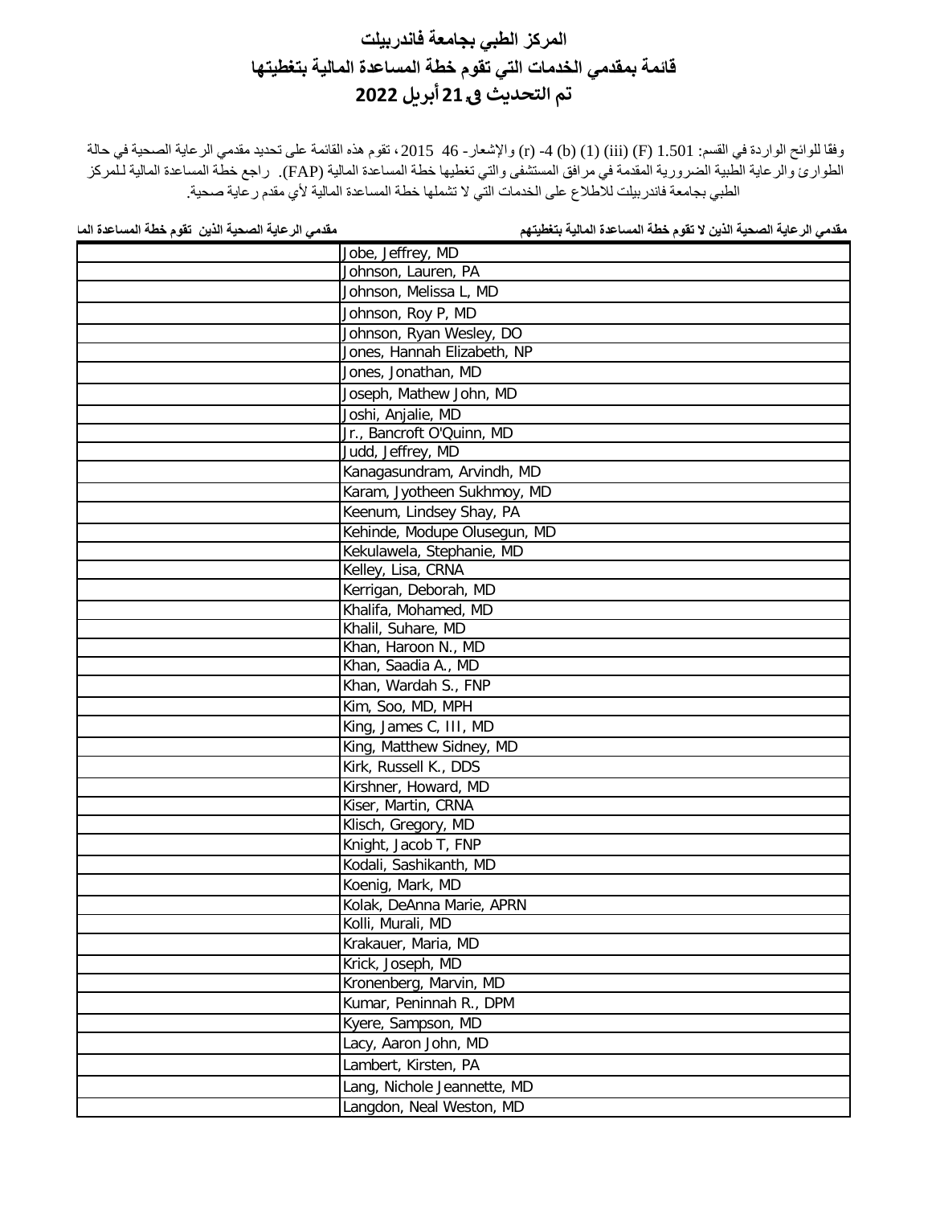# المركز الطبي بجامعة فاندربيلت

## قائمة بمقدمي الخدمات التي تقوم خطة المساعدة المالية بتغطيتها

## تم التحديث في 21 أبريل 2022

وفقا للوائح الواردة في القسم: 1.501 (F) (iii) (1) (b) 4- (r) والإشعار- 46 2015، تقوم هذه القائمة على تحديد مقدمي الرعاية الصحية في حالة الطوارئ والرعاية الطبية الضرورية المقدمة في مرافق المستشفى والتي تغطيها خطة المساعدة المالية (FAP). راجع خطة المساعدة المالية للمركز الطبي بجامعة فاندربيلت للاطلاع على الخدمات التي لا تشملها خطة المساعدة المالية لأي مقدم رعاية صحية.

| مقدمي الرعاية الصحية الذين لا تقوم خطة المساعدة المالية بتغطيتهم | مقدمي الرعاية الصحية الذين تقوم خطة المساعدة الما |
|---|---|
| Jobe, Jeffrey, MD | |
| Johnson, Lauren, PA | |
| Johnson, Melissa L, MD | |
| Johnson, Roy P, MD | |
| Johnson, Ryan Wesley, DO | |
| Jones, Hannah Elizabeth, NP | |
| Jones, Jonathan, MD | |
| Joseph, Mathew John, MD | |
| Joshi, Anjalie, MD | |
| Jr., Bancroft O'Quinn, MD | |
| Judd, Jeffrey, MD | |
| Kanagasundram, Arvindh, MD | |
| Karam, Jyotheen Sukhmoy, MD | |
| Keenum, Lindsey Shay, PA | |
| Kehinde, Modupe Olusegun, MD | |
| Kekulawela, Stephanie, MD | |
| Kelley, Lisa, CRNA | |
| Kerrigan, Deborah, MD | |
| Khalifa, Mohamed, MD | |
| Khalil, Suhare, MD | |
| Khan, Haroon N., MD | |
| Khan, Saadia A., MD | |
| Khan, Wardah S., FNP | |
| Kim, Soo, MD, MPH | |
| King, James C, III, MD | |
| King, Matthew Sidney, MD | |
| Kirk, Russell K., DDS | |
| Kirshner, Howard, MD | |
| Kiser, Martin, CRNA | |
| Klisch, Gregory, MD | |
| Knight, Jacob T, FNP | |
| Kodali, Sashikanth, MD | |
| Koenig, Mark, MD | |
| Kolak, DeAnna Marie, APRN | |
| Kolli, Murali, MD | |
| Krakauer, Maria, MD | |
| Krick, Joseph, MD | |
| Kronenberg, Marvin, MD | |
| Kumar, Peninnah R., DPM | |
| Kyere, Sampson, MD | |
| Lacy, Aaron John, MD | |
| Lambert, Kirsten, PA | |
| Lang, Nichole Jeannette, MD | |
| Langdon, Neal Weston, MD | |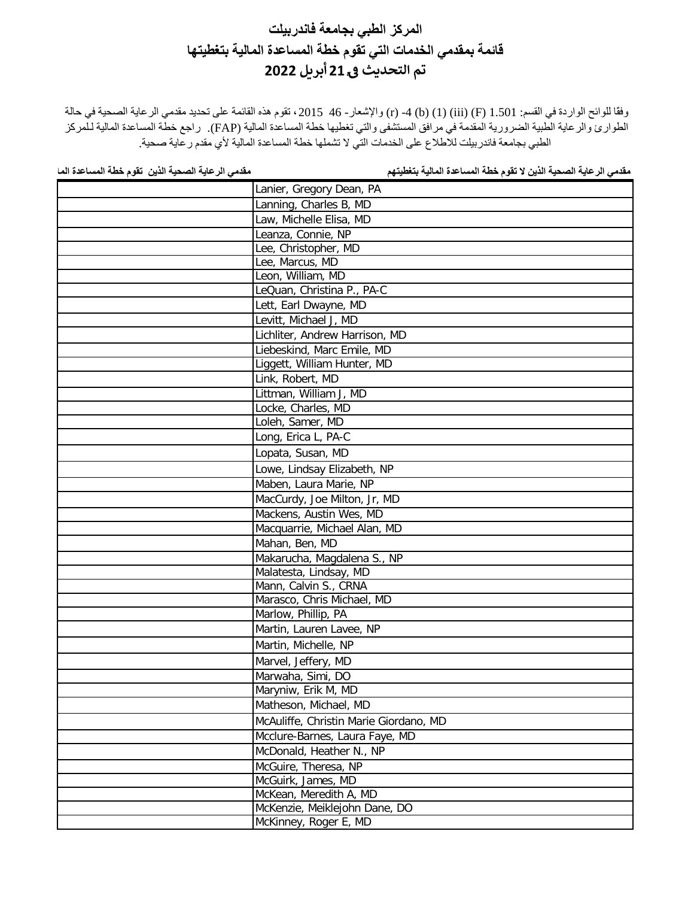# المركز الطبي بجامعة فاندربيلت

# قائمة بمقدمي الخدمات التي تقوم خطة المساعدة المالية بتغطيتها

# تم التحديث في 21 أبريل 2022

وفقا للوائح الواردة في القسم: 1.501 (F) (iii) (1) (b) -4 (r) والإشعار- 46 2015، تقوم هذه القائمة على تحديد مقدمي الرعاية الصحية في حالة الطوارئ والرعاية الطبية الضرورية المقدمة في مرافق المستشفى والتي تغطيها خطة المساعدة المالية (FAP). راجع خطة المساعدة المالية للمركز الطبي بجامعة فاندربيلت للاطلاع على الخدمات التي لا تشملها خطة المساعدة المالية لأي مقدم رعاية صحية.

| مقدمي الرعاية الصحية الذين لا تقوم خطة المساعدة المالية بتغطيتهم | مقدمي الرعاية الصحية الذين تقوم خطة المساعدة الما |
|---|---|
| Lanier, Gregory Dean, PA | |
| Lanning, Charles B, MD | |
| Law, Michelle Elisa, MD | |
| Leanza, Connie, NP | |
| Lee, Christopher, MD | |
| Lee, Marcus, MD | |
| Leon, William, MD | |
| LeQuan, Christina P., PA-C | |
| Lett, Earl Dwayne, MD | |
| Levitt, Michael J, MD | |
| Lichliter, Andrew Harrison, MD | |
| Liebeskind, Marc Emile, MD | |
| Liggett, William Hunter, MD | |
| Link, Robert, MD | |
| Littman, William J, MD | |
| Locke, Charles, MD | |
| Loleh, Samer, MD | |
| Long, Erica L, PA-C | |
| Lopata, Susan, MD | |
| Lowe, Lindsay Elizabeth, NP | |
| Maben, Laura Marie, NP | |
| MacCurdy, Joe Milton, Jr, MD | |
| Mackens, Austin Wes, MD | |
| Macquarrie, Michael Alan, MD | |
| Mahan, Ben, MD | |
| Makarucha, Magdalena S., NP | |
| Malatesta, Lindsay, MD | |
| Mann, Calvin S., CRNA | |
| Marasco, Chris Michael, MD | |
| Marlow, Phillip, PA | |
| Martin, Lauren Lavee, NP | |
| Martin, Michelle, NP | |
| Marvel, Jeffery, MD | |
| Marwaha, Simi, DO | |
| Maryniw, Erik M, MD | |
| Matheson, Michael, MD | |
| McAuliffe, Christin Marie Giordano, MD | |
| Mcclure-Barnes, Laura Faye, MD | |
| McDonald, Heather N., NP | |
| McGuire, Theresa, NP | |
| McGuirk, James, MD | |
| McKean, Meredith A, MD | |
| McKenzie, Meiklejohn Dane, DO | |
| McKinney, Roger E, MD | |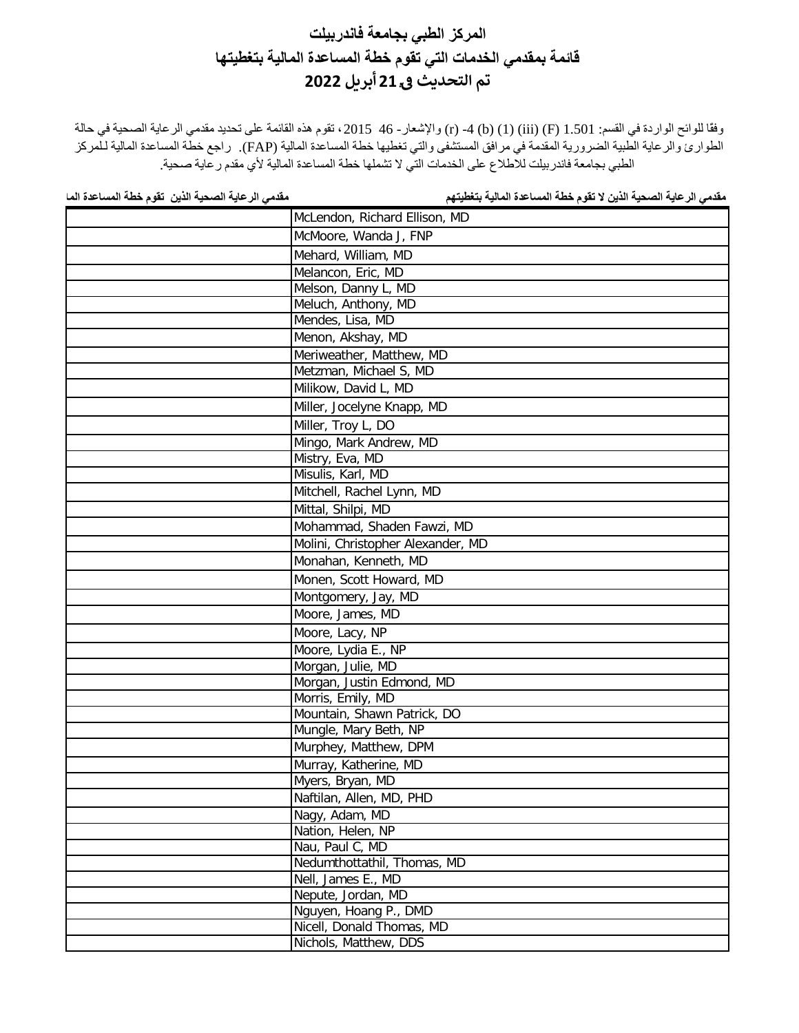# المركز الطبي بجامعة فاندربيلت
# قائمة بمقدمي الخدمات التي تقوم خطة المساعدة المالية بتغطيتها
# تم التحديث في 21 أبريل 2022

وفقا للوائح الواردة في القسم: 1.501 (F) (iii) (1) (b) 4- (r) والإشعار- 46 2015، تقوم هذه القائمة على تحديد مقدمي الرعاية الصحية في حالة الطوارئ والرعاية الطبية الضرورية المقدمة في مرافق المستشفى والتي تغطيها خطة المساعدة المالية (FAP). راجع خطة المساعدة المالية للمركز الطبي بجامعة فاندربيلت للاطلاع على الخدمات التي لا تشملها خطة المساعدة المالية لأي مقدم رعاية صحية.

| مقدمي الرعاية الصحية الذين لا تقوم خطة المساعدة المالية بتغطيتهم | مقدمي الرعاية الصحية الذين تقوم خطة المساعدة الما |
|---|---|
| McLendon, Richard Ellison, MD | |
| McMoore, Wanda J, FNP | |
| Mehard, William, MD | |
| Melancon, Eric, MD | |
| Melson, Danny L, MD | |
| Meluch, Anthony, MD | |
| Mendes, Lisa, MD | |
| Menon, Akshay, MD | |
| Meriweather, Matthew, MD | |
| Metzman, Michael S, MD | |
| Milikow, David L, MD | |
| Miller, Jocelyne Knapp, MD | |
| Miller, Troy L, DO | |
| Mingo, Mark Andrew, MD | |
| Mistry, Eva, MD | |
| Misulis, Karl, MD | |
| Mitchell, Rachel Lynn, MD | |
| Mittal, Shilpi, MD | |
| Mohammad, Shaden Fawzi, MD | |
| Molini, Christopher Alexander, MD | |
| Monahan, Kenneth, MD | |
| Monen, Scott Howard, MD | |
| Montgomery, Jay, MD | |
| Moore, James, MD | |
| Moore, Lacy, NP | |
| Moore, Lydia E., NP | |
| Morgan, Julie, MD | |
| Morgan, Justin Edmond, MD | |
| Morris, Emily, MD | |
| Mountain, Shawn Patrick, DO | |
| Mungle, Mary Beth, NP | |
| Murphey, Matthew, DPM | |
| Murray, Katherine, MD | |
| Myers, Bryan, MD | |
| Naftilan, Allen, MD, PHD | |
| Nagy, Adam, MD | |
| Nation, Helen, NP | |
| Nau, Paul C, MD | |
| Nedumthottathil, Thomas, MD | |
| Nell, James E., MD | |
| Nepute, Jordan, MD | |
| Nguyen, Hoang P., DMD | |
| Nicell, Donald Thomas, MD | |
| Nichols, Matthew, DDS | |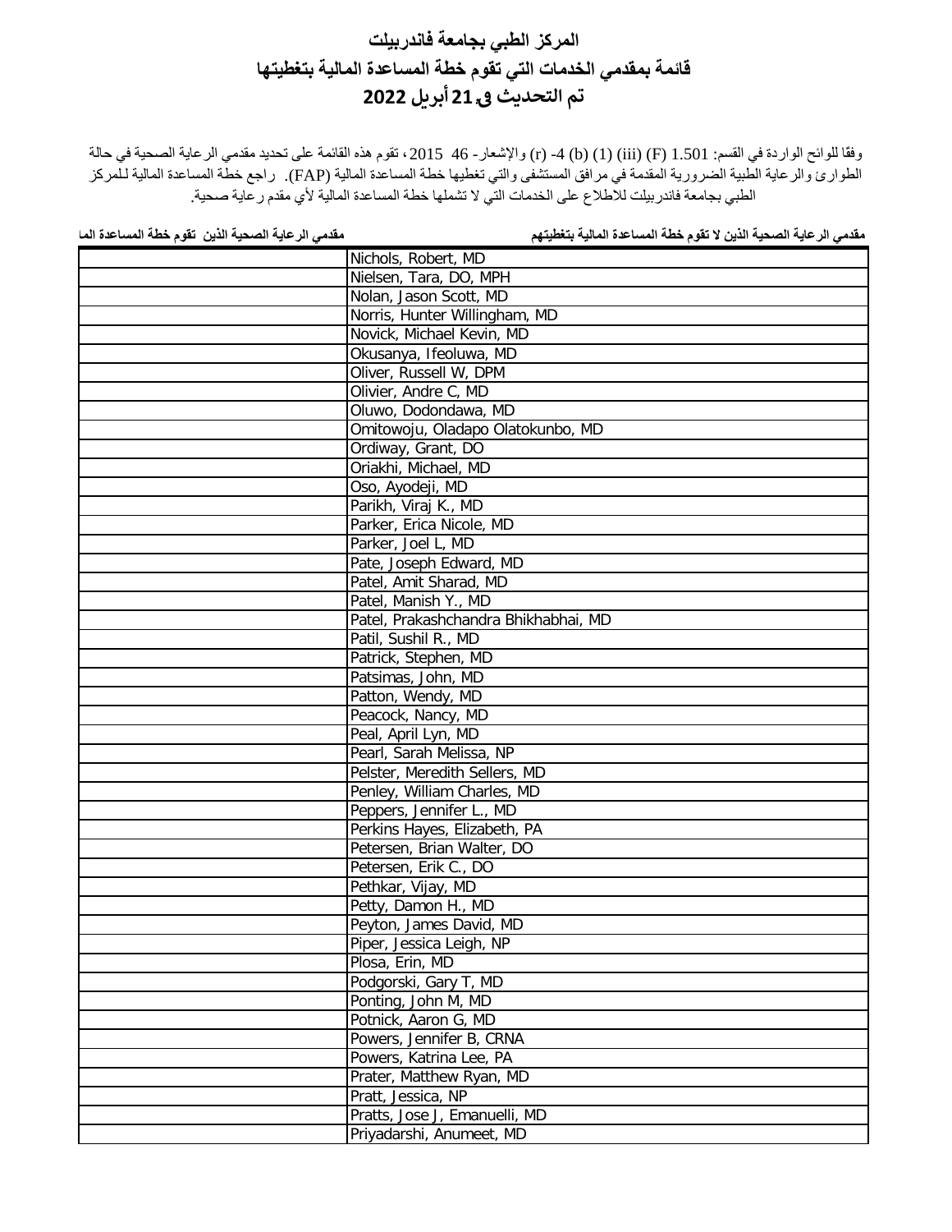# المركز الطبي بجامعة فاندربيلت
# قائمة بمقدمي الخدمات التي تقوم خطة المساعدة المالية بتغطيتها
# تم التحديث في 21 أبريل 2022

وفقا للوائح الواردة في القسم: 1.501 (F) (iii) (1) (b) 4- (r) والإشعار- 46 2015، تقوم هذه القائمة على تحديد مقدمي الرعاية الصحية في حالة الطوارئ والرعاية الطبية الضرورية المقدمة في مرافق المستشفى والتي تغطيها خطة المساعدة المالية (FAP). راجع خطة المساعدة المالية للمركز الطبي بجامعة فاندربيلت للاطلاع على الخدمات التي لا تشملها خطة المساعدة المالية لأي مقدم رعاية صحية.

| مقدمي الرعاية الصحية الذين لا تقوم خطة المساعدة المالية بتغطيتهم | مقدمي الرعاية الصحية الذين تقوم خطة المساعدة الما |
| --- | --- |
| Nichols, Robert, MD | |
| Nielsen, Tara, DO, MPH | |
| Nolan, Jason Scott, MD | |
| Norris, Hunter Willingham, MD | |
| Novick, Michael Kevin, MD | |
| Okusanya, Ifeoluwa, MD | |
| Oliver, Russell W, DPM | |
| Olivier, Andre C, MD | |
| Oluwo, Dodondawa, MD | |
| Omitowoju, Oladapo Olatokunbo, MD | |
| Ordiway, Grant, DO | |
| Oriakhi, Michael, MD | |
| Oso, Ayodeji, MD | |
| Parikh, Viraj K., MD | |
| Parker, Erica Nicole, MD | |
| Parker, Joel L, MD | |
| Pate, Joseph Edward, MD | |
| Patel, Amit Sharad, MD | |
| Patel, Manish Y., MD | |
| Patel, Prakashchandra Bhikhabhai, MD | |
| Patil, Sushil R., MD | |
| Patrick, Stephen, MD | |
| Patsimas, John, MD | |
| Patton, Wendy, MD | |
| Peacock, Nancy, MD | |
| Peal, April Lyn, MD | |
| Pearl, Sarah Melissa, NP | |
| Pelster, Meredith Sellers, MD | |
| Penley, William Charles, MD | |
| Peppers, Jennifer L., MD | |
| Perkins Hayes, Elizabeth, PA | |
| Petersen, Brian Walter, DO | |
| Petersen, Erik C., DO | |
| Pethkar, Vijay, MD | |
| Petty, Damon H., MD | |
| Peyton, James David, MD | |
| Piper, Jessica Leigh, NP | |
| Plosa, Erin, MD | |
| Podgorski, Gary T, MD | |
| Ponting, John M, MD | |
| Potnick, Aaron G, MD | |
| Powers, Jennifer B, CRNA | |
| Powers, Katrina Lee, PA | |
| Prater, Matthew Ryan, MD | |
| Pratt, Jessica, NP | |
| Pratts, Jose J, Emanuelli, MD | |
| Priyadarshi, Anumeet, MD | |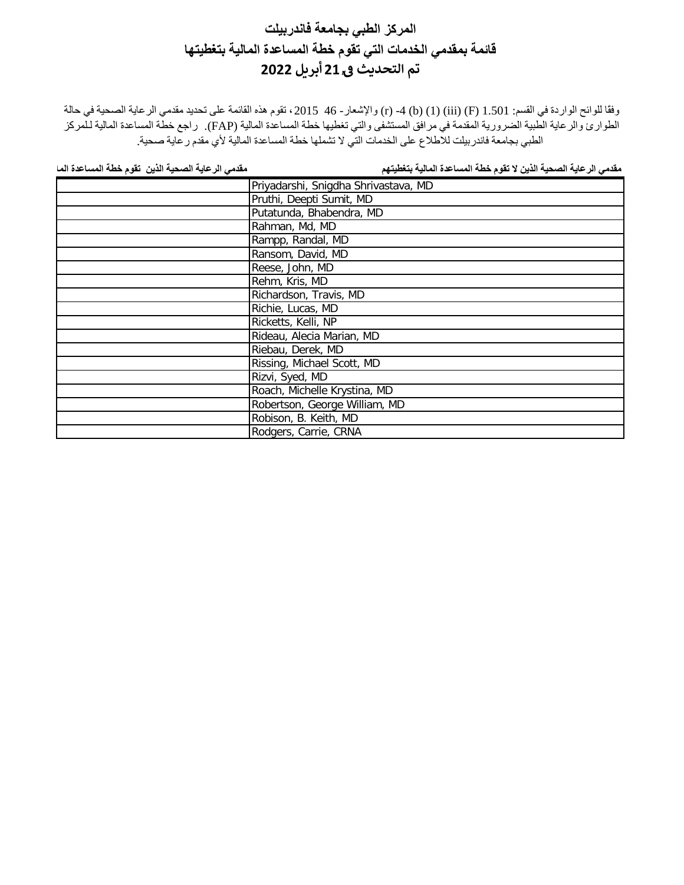# المركز الطبي بجامعة فاندربيلت

## قائمة بمقدمي الخدمات التي تقوم خطة المساعدة المالية بتغطيتها

### تم التحديث في 21 أبريل 2022

وفقا للوائح الواردة في القسم: 1.501 (F) (iii) (1) (b) 4- (r) والإشعار- 46 2015، تقوم هذه القائمة على تحديد مقدمي الرعاية الصحية في حالة الطوارئ والرعاية الطبية الضرورية المقدمة في مرافق المستشفى والتي تغطيها خطة المساعدة المالية (FAP). راجع خطة المساعدة المالية للمركز الطبي بجامعة فاندربيلت للاطلاع على الخدمات التي لا تشملها خطة المساعدة المالية لأي مقدم رعاية صحية.

| مقدمي الرعاية الصحية الذين تقوم خطة المساعدة الما | مقدمي الرعاية الصحية الذين لا تقوم خطة المساعدة المالية بتغطيتهم |
|---|---|
| | Priyadarshi, Snigdha Shrivastava, MD |
| | Pruthi, Deepti Sumit, MD |
| | Putatunda, Bhabendra, MD |
| | Rahman, Md, MD |
| | Rampp, Randal, MD |
| | Ransom, David, MD |
| | Reese, John, MD |
| | Rehm, Kris, MD |
| | Richardson, Travis, MD |
| | Richie, Lucas, MD |
| | Ricketts, Kelli, NP |
| | Rideau, Alecia Marian, MD |
| | Riebau, Derek, MD |
| | Rissing, Michael Scott, MD |
| | Rizvi, Syed, MD |
| | Roach, Michelle Krystina, MD |
| | Robertson, George William, MD |
| | Robison, B. Keith, MD |
| | Rodgers, Carrie, CRNA |